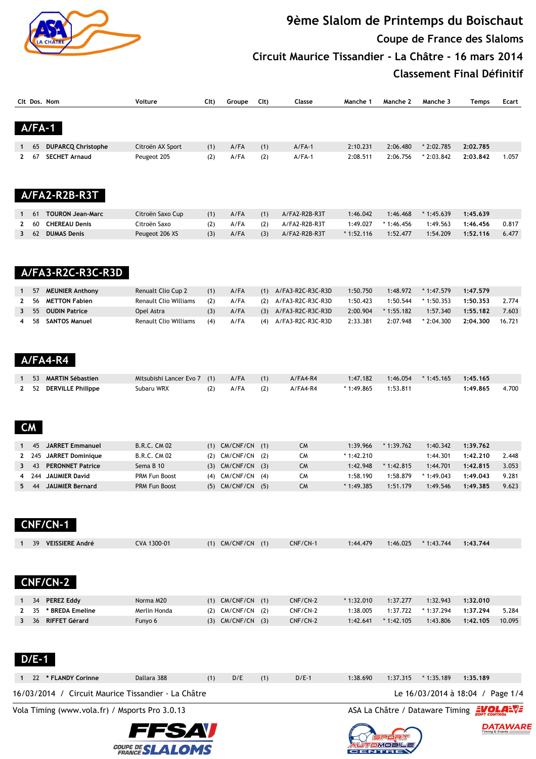# 9ème Slalom de Printemps du Boischaut

## Coupe de France des Slaloms

## Circuit Maurice Tissandier - La Châtre - 16 mars 2014

## Classement Final Définitif

### A/FA-1

| Clt | Dos. | Nom | Voiture | Clt) | Groupe | Clt) | Classe | Manche 1 | Manche 2 | Manche 3 | Temps | Ecart |
|---|---|---|---|---|---|---|---|---|---|---|---|---|
| 1 | 65 | **DUPARCQ Christophe** | Citroën AX Sport | (1) | A/FA | (1) | A/FA-1 | 2:10.231 | 2:06.480 | * 2:02.785 | **2:02.785** | |
| 2 | 67 | **SECHET Arnaud** | Peugeot 205 | (2) | A/FA | (2) | A/FA-1 | 2:08.511 | 2:06.756 | * 2:03.842 | **2:03.842** | 1.057 |

### A/FA2-R2B-R3T

| Clt | Dos. | Nom | Voiture | Clt) | Groupe | Clt) | Classe | Manche 1 | Manche 2 | Manche 3 | Temps | Ecart |
|---|---|---|---|---|---|---|---|---|---|---|---|---|
| 1 | 61 | **TOURON Jean-Marc** | Citroën Saxo Cup | (1) | A/FA | (1) | A/FA2-R2B-R3T | 1:46.042 | 1:46.468 | * 1:45.639 | **1:45.639** | |
| 2 | 60 | **CHEREAU Denis** | Citroën Saxo | (2) | A/FA | (2) | A/FA2-R2B-R3T | 1:49.027 | * 1:46.456 | 1:49.563 | **1:46.456** | 0.817 |
| 3 | 62 | **DUMAS Denis** | Peugeot 206 XS | (3) | A/FA | (3) | A/FA2-R2B-R3T | * 1:52.116 | 1:52.477 | 1:54.209 | **1:52.116** | 6.477 |

### A/FA3-R2C-R3C-R3D

| Clt | Dos. | Nom | Voiture | Clt) | Groupe | Clt) | Classe | Manche 1 | Manche 2 | Manche 3 | Temps | Ecart |
|---|---|---|---|---|---|---|---|---|---|---|---|---|
| 1 | 57 | **MEUNIER Anthony** | Renault Clio Cup 2 | (1) | A/FA | (1) | A/FA3-R2C-R3C-R3D | 1:50.750 | 1:48.972 | * 1:47.579 | **1:47.579** | |
| 2 | 56 | **METTON Fabien** | Renault Clio Williams | (2) | A/FA | (2) | A/FA3-R2C-R3C-R3D | 1:50.423 | 1:50.544 | * 1:50.353 | **1:50.353** | 2.774 |
| 3 | 55 | **OUDIN Patrice** | Opel Astra | (3) | A/FA | (3) | A/FA3-R2C-R3C-R3D | 2:00.904 | * 1:55.182 | 1:57.340 | **1:55.182** | 7.603 |
| 4 | 58 | **SANTOS Manuel** | Renault Clio Williams | (4) | A/FA | (4) | A/FA3-R2C-R3C-R3D | 2:33.381 | 2:07.948 | * 2:04.300 | **2:04.300** | 16.721 |

### A/FA4-R4

| Clt | Dos. | Nom | Voiture | Clt) | Groupe | Clt) | Classe | Manche 1 | Manche 2 | Manche 3 | Temps | Ecart |
|---|---|---|---|---|---|---|---|---|---|---|---|---|
| 1 | 53 | **MARTIN Sébastien** | Mitsubishi Lancer Evo 7 | (1) | A/FA | (1) | A/FA4-R4 | 1:47.182 | 1:46.054 | * 1:45.165 | **1:45.165** | |
| 2 | 52 | **DERVILLE Philippe** | Subaru WRX | (2) | A/FA | (2) | A/FA4-R4 | * 1:49.865 | 1:53.811 | | **1:49.865** | 4.700 |

### CM

| Clt | Dos. | Nom | Voiture | Clt) | Groupe | Clt) | Classe | Manche 1 | Manche 2 | Manche 3 | Temps | Ecart |
|---|---|---|---|---|---|---|---|---|---|---|---|---|
| 1 | 45 | **JARRET Emmanuel** | B.R.C. CM 02 | (1) | CM/CNF/CN | (1) | CM | 1:39.966 | * 1:39.762 | 1:40.342 | **1:39.762** | |
| 2 | 245 | **JARRET Dominique** | B.R.C. CM 02 | (2) | CM/CNF/CN | (2) | CM | * 1:42.210 | | 1:44.301 | **1:42.210** | 2.448 |
| 3 | 43 | **PERONNET Patrice** | Sema B 10 | (3) | CM/CNF/CN | (3) | CM | 1:42.948 | * 1:42.815 | 1:44.701 | **1:42.815** | 3.053 |
| 4 | 244 | **JAUMIER David** | PRM Fun Boost | (4) | CM/CNF/CN | (4) | CM | 1:58.190 | 1:58.879 | * 1:49.043 | **1:49.043** | 9.281 |
| 5 | 44 | **JAUMIER Bernard** | PRM Fun Boost | (5) | CM/CNF/CN | (5) | CM | * 1:49.385 | 1:51.179 | 1:49.546 | **1:49.385** | 9.623 |

### CNF/CN-1

| Clt | Dos. | Nom | Voiture | Clt) | Groupe | Clt) | Classe | Manche 1 | Manche 2 | Manche 3 | Temps | Ecart |
|---|---|---|---|---|---|---|---|---|---|---|---|---|
| 1 | 39 | **VEISSIERE André** | CVA 1300-01 | (1) | CM/CNF/CN | (1) | CNF/CN-1 | 1:44.479 | 1:46.025 | * 1:43.744 | **1:43.744** | |

### CNF/CN-2

| Clt | Dos. | Nom | Voiture | Clt) | Groupe | Clt) | Classe | Manche 1 | Manche 2 | Manche 3 | Temps | Ecart |
|---|---|---|---|---|---|---|---|---|---|---|---|---|
| 1 | 34 | **PEREZ Eddy** | Norma M20 | (1) | CM/CNF/CN | (1) | CNF/CN-2 | * 1:32.010 | 1:37.277 | 1:32.943 | **1:32.010** | |
| 2 | 35 | **\* BREDA Emeline** | Merlin Honda | (2) | CM/CNF/CN | (2) | CNF/CN-2 | 1:38.005 | 1:37.722 | * 1:37.294 | **1:37.294** | 5.284 |
| 3 | 36 | **RIFFET Gérard** | Funyo 6 | (3) | CM/CNF/CN | (3) | CNF/CN-2 | 1:42.641 | * 1:42.105 | 1:43.806 | **1:42.105** | 10.095 |

### D/E-1

| Clt | Dos. | Nom | Voiture | Clt) | Groupe | Clt) | Classe | Manche 1 | Manche 2 | Manche 3 | Temps | Ecart |
|---|---|---|---|---|---|---|---|---|---|---|---|---|
| 1 | 22 | **\* FLANDY Corinne** | Dallara 388 | (1) | D/E | (1) | D/E-1 | 1:38.690 | 1:37.315 | * 1:35.189 | **1:35.189** | |

16/03/2014 / Circuit Maurice Tissandier - La Châtre — Le 16/03/2014 à 18:04

Vola Timing (www.vola.fr) / Msports Pro 3.0.13 — ASA La Châtre / Dataware Timing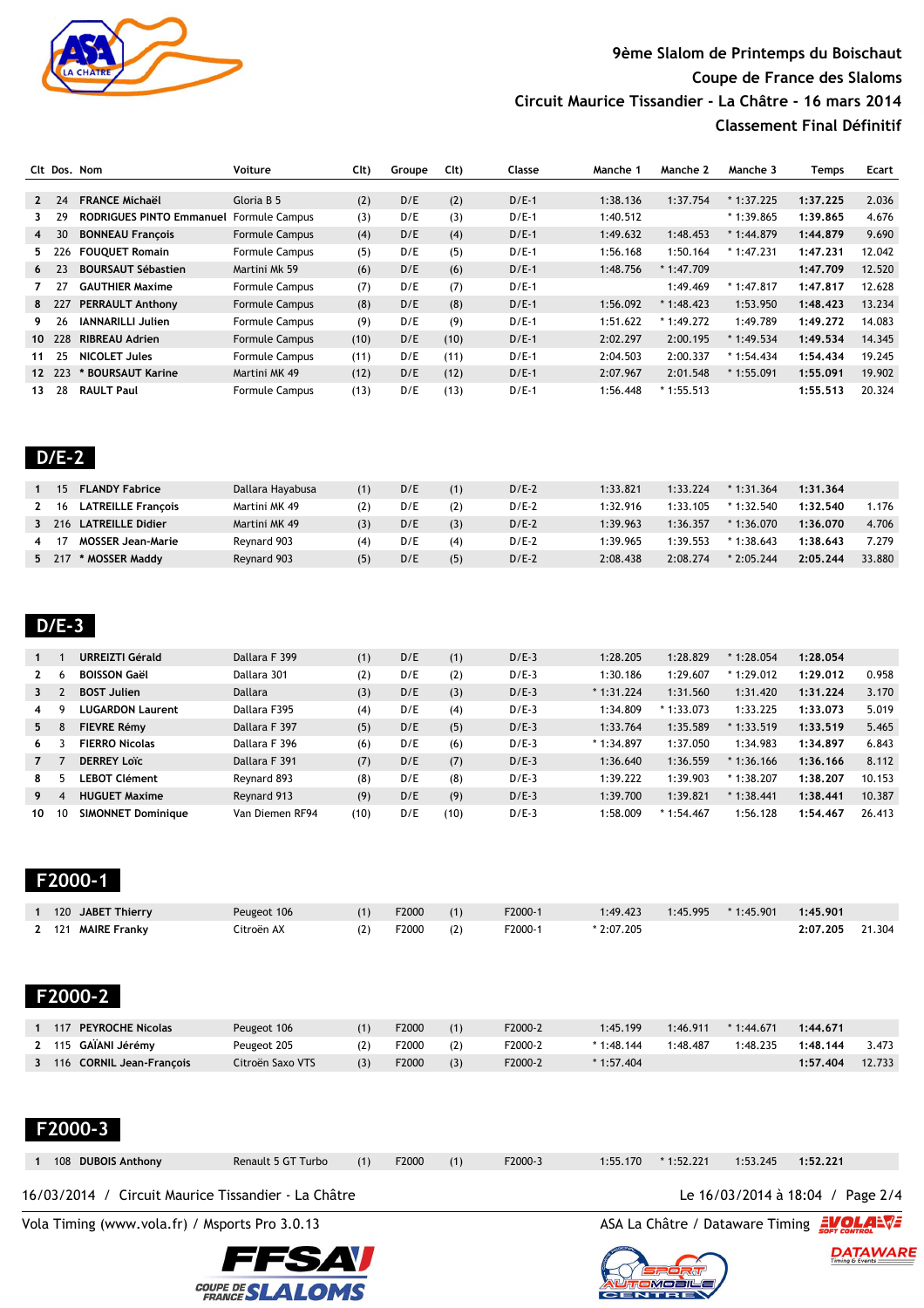# 9ème Slalom de Printemps du Boischaut

## Coupe de France des Slaloms

## Circuit Maurice Tissandier - La Châtre - 16 mars 2014

## Classement Final Définitif

| Clt | Dos. | Nom | Voiture | Clt) | Groupe | Clt) | Classe | Manche 1 | Manche 2 | Manche 3 | Temps | Ecart |
|---|---|---|---|---|---|---|---|---|---|---|---|---|
| 2 | 24 | FRANCE Michaël | Gloria B 5 | (2) | D/E | (2) | D/E-1 | 1:38.136 | 1:37.754 | * 1:37.225 | **1:37.225** | 2.036 |
| 3 | 29 | RODRIGUES PINTO Emmanuel | Formule Campus | (3) | D/E | (3) | D/E-1 | 1:40.512 | | * 1:39.865 | **1:39.865** | 4.676 |
| 4 | 30 | BONNEAU François | Formule Campus | (4) | D/E | (4) | D/E-1 | 1:49.632 | 1:48.453 | * 1:44.879 | **1:44.879** | 9.690 |
| 5 | 226 | FOUQUET Romain | Formule Campus | (5) | D/E | (5) | D/E-1 | 1:56.168 | 1:50.164 | * 1:47.231 | **1:47.231** | 12.042 |
| 6 | 23 | BOURSAUT Sébastien | Martini Mk 59 | (6) | D/E | (6) | D/E-1 | 1:48.756 | * 1:47.709 | | **1:47.709** | 12.520 |
| 7 | 27 | GAUTHIER Maxime | Formule Campus | (7) | D/E | (7) | D/E-1 | | 1:49.469 | * 1:47.817 | **1:47.817** | 12.628 |
| 8 | 227 | PERRAULT Anthony | Formule Campus | (8) | D/E | (8) | D/E-1 | 1:56.092 | * 1:48.423 | 1:53.950 | **1:48.423** | 13.234 |
| 9 | 26 | IANNARILLI Julien | Formule Campus | (9) | D/E | (9) | D/E-1 | 1:51.622 | * 1:49.272 | 1:49.789 | **1:49.272** | 14.083 |
| 10 | 228 | RIBREAU Adrien | Formule Campus | (10) | D/E | (10) | D/E-1 | 2:02.297 | 2:00.195 | * 1:49.534 | **1:49.534** | 14.345 |
| 11 | 25 | NICOLET Jules | Formule Campus | (11) | D/E | (11) | D/E-1 | 2:04.503 | 2:00.337 | * 1:54.434 | **1:54.434** | 19.245 |
| 12 | 223 | * BOURSAUT Karine | Martini MK 49 | (12) | D/E | (12) | D/E-1 | 2:07.967 | 2:01.548 | * 1:55.091 | **1:55.091** | 19.902 |
| 13 | 28 | RAULT Paul | Formule Campus | (13) | D/E | (13) | D/E-1 | 1:56.448 | * 1:55.513 | | **1:55.513** | 20.324 |

## D/E-2

| Clt | Dos. | Nom | Voiture | Clt) | Groupe | Clt) | Classe | Manche 1 | Manche 2 | Manche 3 | Temps | Ecart |
|---|---|---|---|---|---|---|---|---|---|---|---|---|
| 1 | 15 | FLANDY Fabrice | Dallara Hayabusa | (1) | D/E | (1) | D/E-2 | 1:33.821 | 1:33.224 | * 1:31.364 | **1:31.364** | |
| 2 | 16 | LATREILLE François | Martini MK 49 | (2) | D/E | (2) | D/E-2 | 1:32.916 | 1:33.105 | * 1:32.540 | **1:32.540** | 1.176 |
| 3 | 216 | LATREILLE Didier | Martini MK 49 | (3) | D/E | (3) | D/E-2 | 1:39.963 | 1:36.357 | * 1:36.070 | **1:36.070** | 4.706 |
| 4 | 17 | MOSSER Jean-Marie | Reynard 903 | (4) | D/E | (4) | D/E-2 | 1:39.965 | 1:39.553 | * 1:38.643 | **1:38.643** | 7.279 |
| 5 | 217 | * MOSSER Maddy | Reynard 903 | (5) | D/E | (5) | D/E-2 | 2:08.438 | 2:08.274 | * 2:05.244 | **2:05.244** | 33.880 |

## D/E-3

| Clt | Dos. | Nom | Voiture | Clt) | Groupe | Clt) | Classe | Manche 1 | Manche 2 | Manche 3 | Temps | Ecart |
|---|---|---|---|---|---|---|---|---|---|---|---|---|
| 1 | 1 | URREIZTI Gérald | Dallara F 399 | (1) | D/E | (1) | D/E-3 | 1:28.205 | 1:28.829 | * 1:28.054 | **1:28.054** | |
| 2 | 6 | BOISSON Gaël | Dallara 301 | (2) | D/E | (2) | D/E-3 | 1:30.186 | 1:29.607 | * 1:29.012 | **1:29.012** | 0.958 |
| 3 | 2 | BOST Julien | Dallara | (3) | D/E | (3) | D/E-3 | * 1:31.224 | 1:31.560 | 1:31.420 | **1:31.224** | 3.170 |
| 4 | 9 | LUGARDON Laurent | Dallara F395 | (4) | D/E | (4) | D/E-3 | 1:34.809 | * 1:33.073 | 1:33.225 | **1:33.073** | 5.019 |
| 5 | 8 | FIEVRE Rémy | Dallara F 397 | (5) | D/E | (5) | D/E-3 | 1:33.764 | 1:35.589 | * 1:33.519 | **1:33.519** | 5.465 |
| 6 | 3 | FIERRO Nicolas | Dallara F 396 | (6) | D/E | (6) | D/E-3 | * 1:34.897 | 1:37.050 | 1:34.983 | **1:34.897** | 6.843 |
| 7 | 7 | DERREY Loïc | Dallara F 391 | (7) | D/E | (7) | D/E-3 | 1:36.640 | 1:36.559 | * 1:36.166 | **1:36.166** | 8.112 |
| 8 | 5 | LEBOT Clément | Reynard 893 | (8) | D/E | (8) | D/E-3 | 1:39.222 | 1:39.903 | * 1:38.207 | **1:38.207** | 10.153 |
| 9 | 4 | HUGUET Maxime | Reynard 913 | (9) | D/E | (9) | D/E-3 | 1:39.700 | 1:39.821 | * 1:38.441 | **1:38.441** | 10.387 |
| 10 | 10 | SIMONNET Dominique | Van Diemen RF94 | (10) | D/E | (10) | D/E-3 | 1:58.009 | * 1:54.467 | 1:56.128 | **1:54.467** | 26.413 |

## F2000-1

| Clt | Dos. | Nom | Voiture | Clt) | Groupe | Clt) | Classe | Manche 1 | Manche 2 | Manche 3 | Temps | Ecart |
|---|---|---|---|---|---|---|---|---|---|---|---|---|
| 1 | 120 | JABET Thierry | Peugeot 106 | (1) | F2000 | (1) | F2000-1 | 1:49.423 | 1:45.995 | * 1:45.901 | **1:45.901** | |
| 2 | 121 | MAIRE Franky | Citroën AX | (2) | F2000 | (2) | F2000-1 | * 2:07.205 | | | **2:07.205** | 21.304 |

## F2000-2

| Clt | Dos. | Nom | Voiture | Clt) | Groupe | Clt) | Classe | Manche 1 | Manche 2 | Manche 3 | Temps | Ecart |
|---|---|---|---|---|---|---|---|---|---|---|---|---|
| 1 | 117 | PEYROCHE Nicolas | Peugeot 106 | (1) | F2000 | (1) | F2000-2 | 1:45.199 | 1:46.911 | * 1:44.671 | **1:44.671** | |
| 2 | 115 | GAÏANI Jérémy | Peugeot 205 | (2) | F2000 | (2) | F2000-2 | * 1:48.144 | 1:48.487 | 1:48.235 | **1:48.144** | 3.473 |
| 3 | 116 | CORNIL Jean-François | Citroën Saxo VTS | (3) | F2000 | (3) | F2000-2 | * 1:57.404 | | | **1:57.404** | 12.733 |

## F2000-3

| Clt | Dos. | Nom | Voiture | Clt) | Groupe | Clt) | Classe | Manche 1 | Manche 2 | Manche 3 | Temps | Ecart |
|---|---|---|---|---|---|---|---|---|---|---|---|---|
| 1 | 108 | DUBOIS Anthony | Renault 5 GT Turbo | (1) | F2000 | (1) | F2000-3 | 1:55.170 | * 1:52.221 | 1:53.245 | **1:52.221** | |

16/03/2014 / Circuit Maurice Tissandier - La Châtre — Le 16/03/2014 à 18:04

Vola Timing (www.vola.fr) / Msports Pro 3.0.13 — ASA La Châtre / Dataware Timing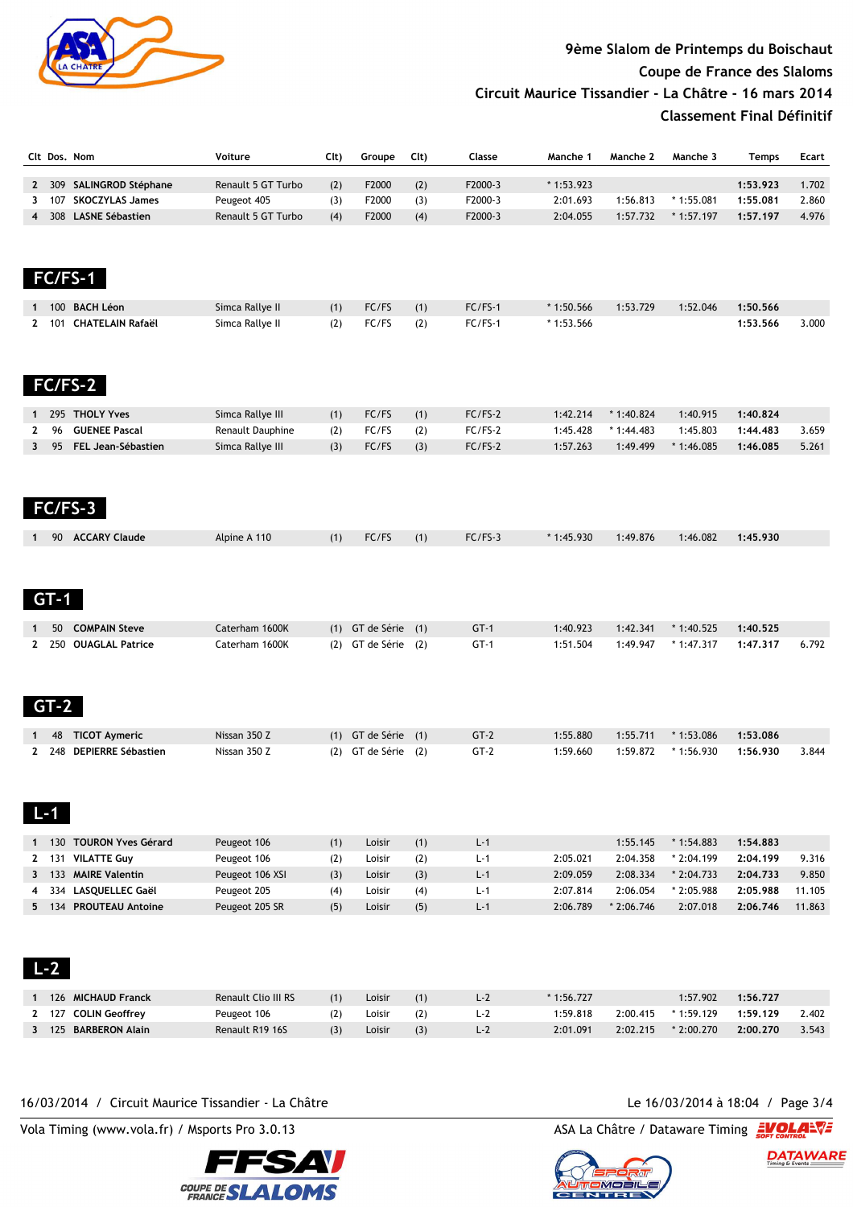# 9ème Slalom de Printemps du Boischaut

Coupe de France des Slaloms

Circuit Maurice Tissandier - La Châtre - 16 mars 2014

Classement Final Définitif

| Clt | Dos. | Nom | Voiture | Clt) | Groupe | Clt) | Classe | Manche 1 | Manche 2 | Manche 3 | Temps | Ecart |
|---|---|---|---|---|---|---|---|---|---|---|---|---|
| 2 | 309 | SALINGROD Stéphane | Renault 5 GT Turbo | (2) | F2000 | (2) | F2000-3 | * 1:53.923 | | | **1:53.923** | 1.702 |
| 3 | 107 | SKOCZYLAS James | Peugeot 405 | (3) | F2000 | (3) | F2000-3 | 2:01.693 | 1:56.813 | * 1:55.081 | **1:55.081** | 2.860 |
| 4 | 308 | LASNE Sébastien | Renault 5 GT Turbo | (4) | F2000 | (4) | F2000-3 | 2:04.055 | 1:57.732 | * 1:57.197 | **1:57.197** | 4.976 |

## FC/FS-1

| Clt | Dos. | Nom | Voiture | Clt) | Groupe | Clt) | Classe | Manche 1 | Manche 2 | Manche 3 | Temps | Ecart |
|---|---|---|---|---|---|---|---|---|---|---|---|---|
| 1 | 100 | BACH Léon | Simca Rallye II | (1) | FC/FS | (1) | FC/FS-1 | * 1:50.566 | 1:53.729 | 1:52.046 | **1:50.566** | |
| 2 | 101 | CHATELAIN Rafaël | Simca Rallye II | (2) | FC/FS | (2) | FC/FS-1 | * 1:53.566 | | | **1:53.566** | 3.000 |

## FC/FS-2

| Clt | Dos. | Nom | Voiture | Clt) | Groupe | Clt) | Classe | Manche 1 | Manche 2 | Manche 3 | Temps | Ecart |
|---|---|---|---|---|---|---|---|---|---|---|---|---|
| 1 | 295 | THOLY Yves | Simca Rallye III | (1) | FC/FS | (1) | FC/FS-2 | 1:42.214 | * 1:40.824 | 1:40.915 | **1:40.824** | |
| 2 | 96 | GUENEE Pascal | Renault Dauphine | (2) | FC/FS | (2) | FC/FS-2 | 1:45.428 | * 1:44.483 | 1:45.803 | **1:44.483** | 3.659 |
| 3 | 95 | FEL Jean-Sébastien | Simca Rallye III | (3) | FC/FS | (3) | FC/FS-2 | 1:57.263 | 1:49.499 | * 1:46.085 | **1:46.085** | 5.261 |

## FC/FS-3

| Clt | Dos. | Nom | Voiture | Clt) | Groupe | Clt) | Classe | Manche 1 | Manche 2 | Manche 3 | Temps | Ecart |
|---|---|---|---|---|---|---|---|---|---|---|---|---|
| 1 | 90 | ACCARY Claude | Alpine A 110 | (1) | FC/FS | (1) | FC/FS-3 | * 1:45.930 | 1:49.876 | 1:46.082 | **1:45.930** | |

## GT-1

| Clt | Dos. | Nom | Voiture | Clt) | Groupe | Clt) | Classe | Manche 1 | Manche 2 | Manche 3 | Temps | Ecart |
|---|---|---|---|---|---|---|---|---|---|---|---|---|
| 1 | 50 | COMPAIN Steve | Caterham 1600K | (1) | GT de Série | (1) | GT-1 | 1:40.923 | 1:42.341 | * 1:40.525 | **1:40.525** | |
| 2 | 250 | OUAGLAL Patrice | Caterham 1600K | (2) | GT de Série | (2) | GT-1 | 1:51.504 | 1:49.947 | * 1:47.317 | **1:47.317** | 6.792 |

## GT-2

| Clt | Dos. | Nom | Voiture | Clt) | Groupe | Clt) | Classe | Manche 1 | Manche 2 | Manche 3 | Temps | Ecart |
|---|---|---|---|---|---|---|---|---|---|---|---|---|
| 1 | 48 | TICOT Aymeric | Nissan 350 Z | (1) | GT de Série | (1) | GT-2 | 1:55.880 | 1:55.711 | * 1:53.086 | **1:53.086** | |
| 2 | 248 | DEPIERRE Sébastien | Nissan 350 Z | (2) | GT de Série | (2) | GT-2 | 1:59.660 | 1:59.872 | * 1:56.930 | **1:56.930** | 3.844 |

## L-1

| Clt | Dos. | Nom | Voiture | Clt) | Groupe | Clt) | Classe | Manche 1 | Manche 2 | Manche 3 | Temps | Ecart |
|---|---|---|---|---|---|---|---|---|---|---|---|---|
| 1 | 130 | TOURON Yves Gérard | Peugeot 106 | (1) | Loisir | (1) | L-1 | | 1:55.145 | * 1:54.883 | **1:54.883** | |
| 2 | 131 | VILATTE Guy | Peugeot 106 | (2) | Loisir | (2) | L-1 | 2:05.021 | 2:04.358 | * 2:04.199 | **2:04.199** | 9.316 |
| 3 | 133 | MAIRE Valentin | Peugeot 106 XSI | (3) | Loisir | (3) | L-1 | 2:09.059 | 2:08.334 | * 2:04.733 | **2:04.733** | 9.850 |
| 4 | 334 | LASQUELLEC Gaël | Peugeot 205 | (4) | Loisir | (4) | L-1 | 2:07.814 | 2:06.054 | * 2:05.988 | **2:05.988** | 11.105 |
| 5 | 134 | PROUTEAU Antoine | Peugeot 205 SR | (5) | Loisir | (5) | L-1 | 2:06.789 | * 2:06.746 | 2:07.018 | **2:06.746** | 11.863 |

## L-2

| Clt | Dos. | Nom | Voiture | Clt) | Groupe | Clt) | Classe | Manche 1 | Manche 2 | Manche 3 | Temps | Ecart |
|---|---|---|---|---|---|---|---|---|---|---|---|---|
| 1 | 126 | MICHAUD Franck | Renault Clio III RS | (1) | Loisir | (1) | L-2 | * 1:56.727 | | 1:57.902 | **1:56.727** | |
| 2 | 127 | COLIN Geoffrey | Peugeot 106 | (2) | Loisir | (2) | L-2 | 1:59.818 | 2:00.415 | * 1:59.129 | **1:59.129** | 2.402 |
| 3 | 125 | BARBERON Alain | Renault R19 16S | (3) | Loisir | (3) | L-2 | 2:01.091 | 2:02.215 | * 2:00.270 | **2:00.270** | 3.543 |

16/03/2014 / Circuit Maurice Tissandier - La Châtre — Le 16/03/2014 à 18:04

Vola Timing (www.vola.fr) / Msports Pro 3.0.13 — ASA La Châtre / Dataware Timing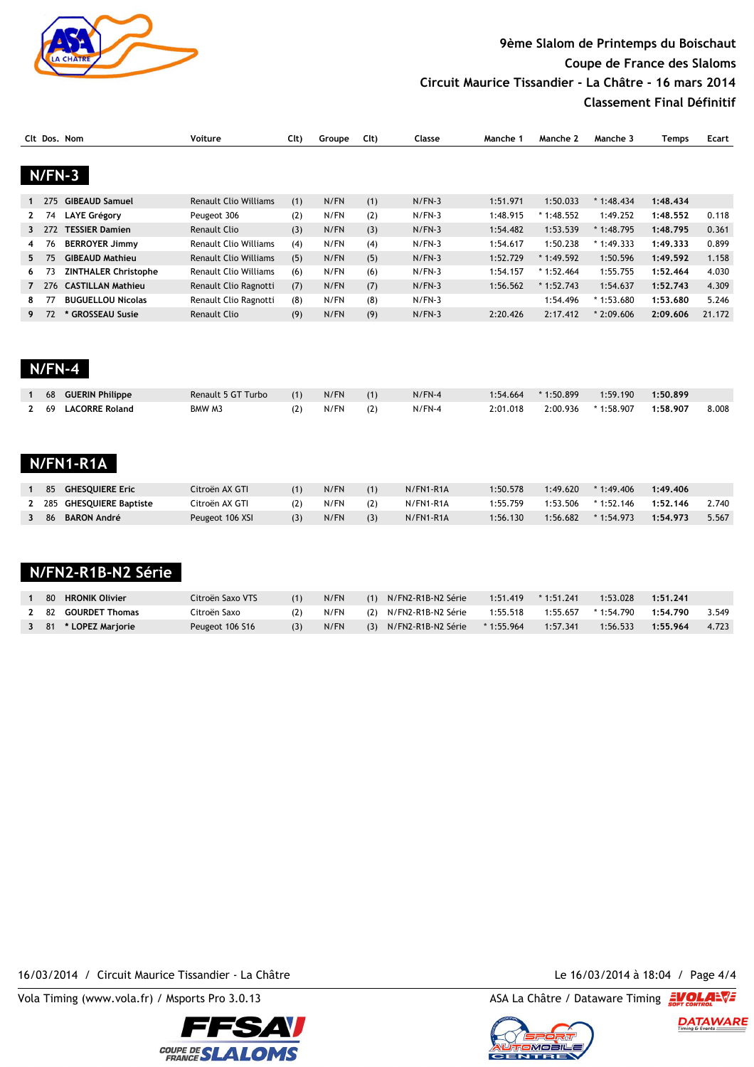9ème Slalom de Printemps du Boischaut
Coupe de France des Slaloms
Circuit Maurice Tissandier - La Châtre - 16 mars 2014
Classement Final Définitif

## N/FN-3

| Clt | Dos. | Nom | Voiture | Clt) | Groupe | Clt) | Classe | Manche 1 | Manche 2 | Manche 3 | Temps | Ecart |
|---|---|---|---|---|---|---|---|---|---|---|---|---|
| 1 | 275 | **GIBEAUD Samuel** | Renault Clio Williams | (1) | N/FN | (1) | N/FN-3 | 1:51.971 | 1:50.033 | * 1:48.434 | **1:48.434** | |
| 2 | 74 | **LAYE Grégory** | Peugeot 306 | (2) | N/FN | (2) | N/FN-3 | 1:48.915 | * 1:48.552 | 1:49.252 | **1:48.552** | 0.118 |
| 3 | 272 | **TESSIER Damien** | Renault Clio | (3) | N/FN | (3) | N/FN-3 | 1:54.482 | 1:53.539 | * 1:48.795 | **1:48.795** | 0.361 |
| 4 | 76 | **BERROYER Jimmy** | Renault Clio Williams | (4) | N/FN | (4) | N/FN-3 | 1:54.617 | 1:50.238 | * 1:49.333 | **1:49.333** | 0.899 |
| 5 | 75 | **GIBEAUD Mathieu** | Renault Clio Williams | (5) | N/FN | (5) | N/FN-3 | 1:52.729 | * 1:49.592 | 1:50.596 | **1:49.592** | 1.158 |
| 6 | 73 | **ZINTHALER Christophe** | Renault Clio Williams | (6) | N/FN | (6) | N/FN-3 | 1:54.157 | * 1:52.464 | 1:55.755 | **1:52.464** | 4.030 |
| 7 | 276 | **CASTILLAN Mathieu** | Renault Clio Ragnotti | (7) | N/FN | (7) | N/FN-3 | 1:56.562 | * 1:52.743 | 1:54.637 | **1:52.743** | 4.309 |
| 8 | 77 | **BUGUELLOU Nicolas** | Renault Clio Ragnotti | (8) | N/FN | (8) | N/FN-3 | | 1:54.496 | * 1:53.680 | **1:53.680** | 5.246 |
| 9 | 72 | **\* GROSSEAU Susie** | Renault Clio | (9) | N/FN | (9) | N/FN-3 | 2:20.426 | 2:17.412 | * 2:09.606 | **2:09.606** | 21.172 |

## N/FN-4

| Clt | Dos. | Nom | Voiture | Clt) | Groupe | Clt) | Classe | Manche 1 | Manche 2 | Manche 3 | Temps | Ecart |
|---|---|---|---|---|---|---|---|---|---|---|---|---|
| 1 | 68 | **GUERIN Philippe** | Renault 5 GT Turbo | (1) | N/FN | (1) | N/FN-4 | 1:54.664 | * 1:50.899 | 1:59.190 | **1:50.899** | |
| 2 | 69 | **LACORRE Roland** | BMW M3 | (2) | N/FN | (2) | N/FN-4 | 2:01.018 | 2:00.936 | * 1:58.907 | **1:58.907** | 8.008 |

## N/FN1-R1A

| Clt | Dos. | Nom | Voiture | Clt) | Groupe | Clt) | Classe | Manche 1 | Manche 2 | Manche 3 | Temps | Ecart |
|---|---|---|---|---|---|---|---|---|---|---|---|---|
| 1 | 85 | **GHESQUIERE Eric** | Citroën AX GTI | (1) | N/FN | (1) | N/FN1-R1A | 1:50.578 | 1:49.620 | * 1:49.406 | **1:49.406** | |
| 2 | 285 | **GHESQUIERE Baptiste** | Citroën AX GTI | (2) | N/FN | (2) | N/FN1-R1A | 1:55.759 | 1:53.506 | * 1:52.146 | **1:52.146** | 2.740 |
| 3 | 86 | **BARON André** | Peugeot 106 XSI | (3) | N/FN | (3) | N/FN1-R1A | 1:56.130 | 1:56.682 | * 1:54.973 | **1:54.973** | 5.567 |

## N/FN2-R1B-N2 Série

| Clt | Dos. | Nom | Voiture | Clt) | Groupe | Clt) | Classe | Manche 1 | Manche 2 | Manche 3 | Temps | Ecart |
|---|---|---|---|---|---|---|---|---|---|---|---|---|
| 1 | 80 | **HRONIK Olivier** | Citroën Saxo VTS | (1) | N/FN | (1) | N/FN2-R1B-N2 Série | 1:51.419 | * 1:51.241 | 1:53.028 | **1:51.241** | |
| 2 | 82 | **GOURDET Thomas** | Citroën Saxo | (2) | N/FN | (2) | N/FN2-R1B-N2 Série | 1:55.518 | 1:55.657 | * 1:54.790 | **1:54.790** | 3.549 |
| 3 | 81 | **\* LOPEZ Marjorie** | Peugeot 106 S16 | (3) | N/FN | (3) | N/FN2-R1B-N2 Série | * 1:55.964 | 1:57.341 | 1:56.533 | **1:55.964** | 4.723 |

16/03/2014 / Circuit Maurice Tissandier - La Châtre — Le 16/03/2014 à 18:04

Vola Timing (www.vola.fr) / Msports Pro 3.0.13 — ASA La Châtre / Dataware Timing